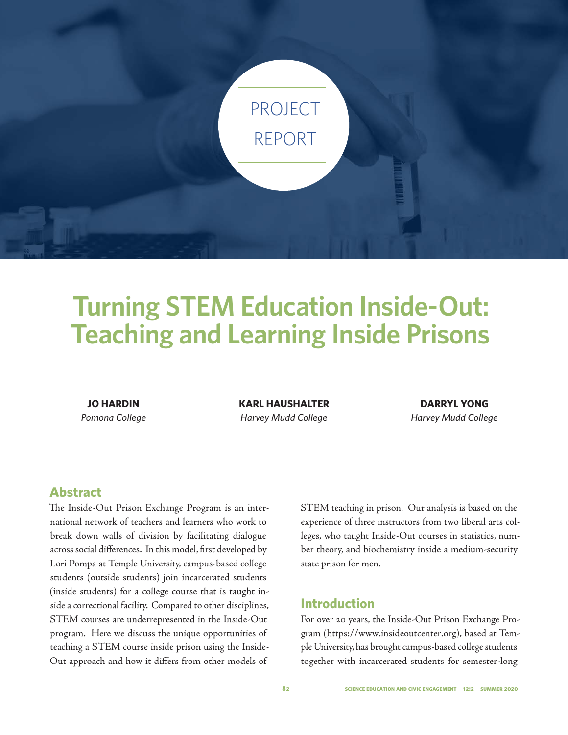PROJECT REPORT

# Turning STEM Education Inside-Out: Teaching and Learning Inside Prisons

**JO HARDIN**
*Pomona College*

**KARL HAUSHALTER**
*Harvey Mudd College*

**DARRYL YONG**
*Harvey Mudd College*

## Abstract

The Inside-Out Prison Exchange Program is an international network of teachers and learners who work to break down walls of division by facilitating dialogue across social differences. In this model, first developed by Lori Pompa at Temple University, campus-based college students (outside students) join incarcerated students (inside students) for a college course that is taught inside a correctional facility. Compared to other disciplines, STEM courses are underrepresented in the Inside-Out program. Here we discuss the unique opportunities of teaching a STEM course inside prison using the Inside-Out approach and how it differs from other models of STEM teaching in prison. Our analysis is based on the experience of three instructors from two liberal arts colleges, who taught Inside-Out courses in statistics, number theory, and biochemistry inside a medium-security state prison for men.

## Introduction

For over 20 years, the Inside-Out Prison Exchange Program (https://www.insideoutcenter.org), based at Temple University, has brought campus-based college students together with incarcerated students for semester-long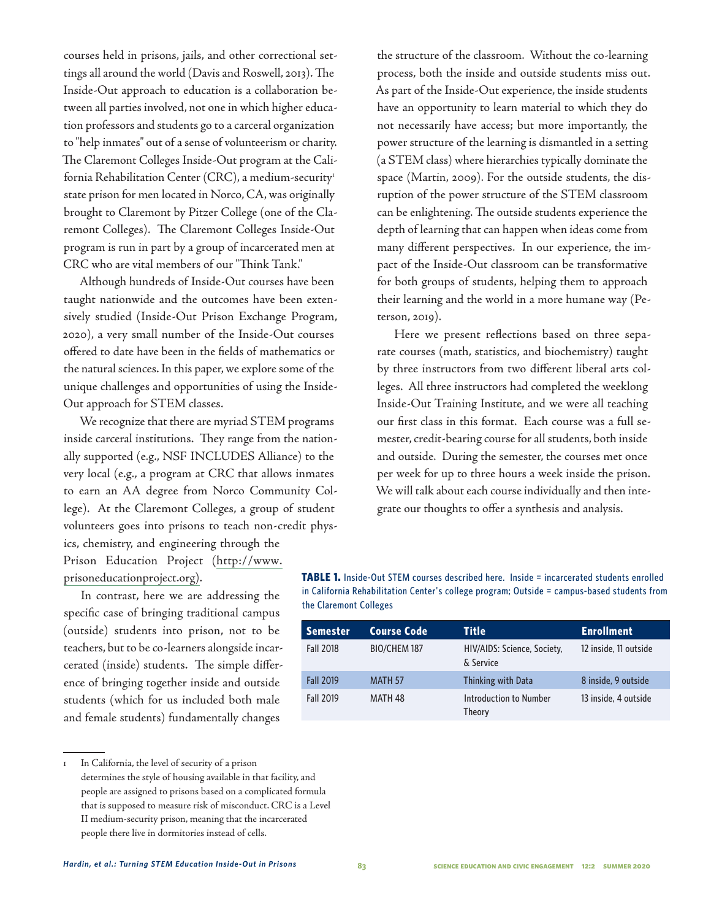courses held in prisons, jails, and other correctional settings all around the world (Davis and Roswell, 2013). The Inside-Out approach to education is a collaboration between all parties involved, not one in which higher education professors and students go to a carceral organization to "help inmates" out of a sense of volunteerism or charity. The Claremont Colleges Inside-Out program at the California Rehabilitation Center (CRC), a medium-security[1] state prison for men located in Norco, CA, was originally brought to Claremont by Pitzer College (one of the Claremont Colleges). The Claremont Colleges Inside-Out program is run in part by a group of incarcerated men at CRC who are vital members of our "Think Tank."

Although hundreds of Inside-Out courses have been taught nationwide and the outcomes have been extensively studied (Inside-Out Prison Exchange Program, 2020), a very small number of the Inside-Out courses offered to date have been in the fields of mathematics or the natural sciences. In this paper, we explore some of the unique challenges and opportunities of using the Inside-Out approach for STEM classes.

We recognize that there are myriad STEM programs inside carceral institutions. They range from the nationally supported (e.g., NSF INCLUDES Alliance) to the very local (e.g., a program at CRC that allows inmates to earn an AA degree from Norco Community College). At the Claremont Colleges, a group of student volunteers goes into prisons to teach non-credit physics, chemistry, and engineering through the Prison Education Project (http://www.prisoneducationproject.org).

In contrast, here we are addressing the specific case of bringing traditional campus (outside) students into prison, not to be teachers, but to be co-learners alongside incarcerated (inside) students. The simple difference of bringing together inside and outside students (which for us included both male and female students) fundamentally changes the structure of the classroom. Without the co-learning process, both the inside and outside students miss out. As part of the Inside-Out experience, the inside students have an opportunity to learn material to which they do not necessarily have access; but more importantly, the power structure of the learning is dismantled in a setting (a STEM class) where hierarchies typically dominate the space (Martin, 2009). For the outside students, the disruption of the power structure of the STEM classroom can be enlightening. The outside students experience the depth of learning that can happen when ideas come from many different perspectives. In our experience, the impact of the Inside-Out classroom can be transformative for both groups of students, helping them to approach their learning and the world in a more humane way (Peterson, 2019).

Here we present reflections based on three separate courses (math, statistics, and biochemistry) taught by three instructors from two different liberal arts colleges. All three instructors had completed the weeklong Inside-Out Training Institute, and we were all teaching our first class in this format. Each course was a full semester, credit-bearing course for all students, both inside and outside. During the semester, the courses met once per week for up to three hours a week inside the prison. We will talk about each course individually and then integrate our thoughts to offer a synthesis and analysis.

**TABLE 1.** Inside-Out STEM courses described here. Inside = incarcerated students enrolled in California Rehabilitation Center's college program; Outside = campus-based students from the Claremont Colleges

| Semester | Course Code | Title | Enrollment |
|---|---|---|---|
| Fall 2018 | BIO/CHEM 187 | HIV/AIDS: Science, Society, & Service | 12 inside, 11 outside |
| Fall 2019 | MATH 57 | Thinking with Data | 8 inside, 9 outside |
| Fall 2019 | MATH 48 | Introduction to Number Theory | 13 inside, 4 outside |

1 In California, the level of security of a prison determines the style of housing available in that facility, and people are assigned to prisons based on a complicated formula that is supposed to measure risk of misconduct. CRC is a Level II medium-security prison, meaning that the incarcerated people there live in dormitories instead of cells.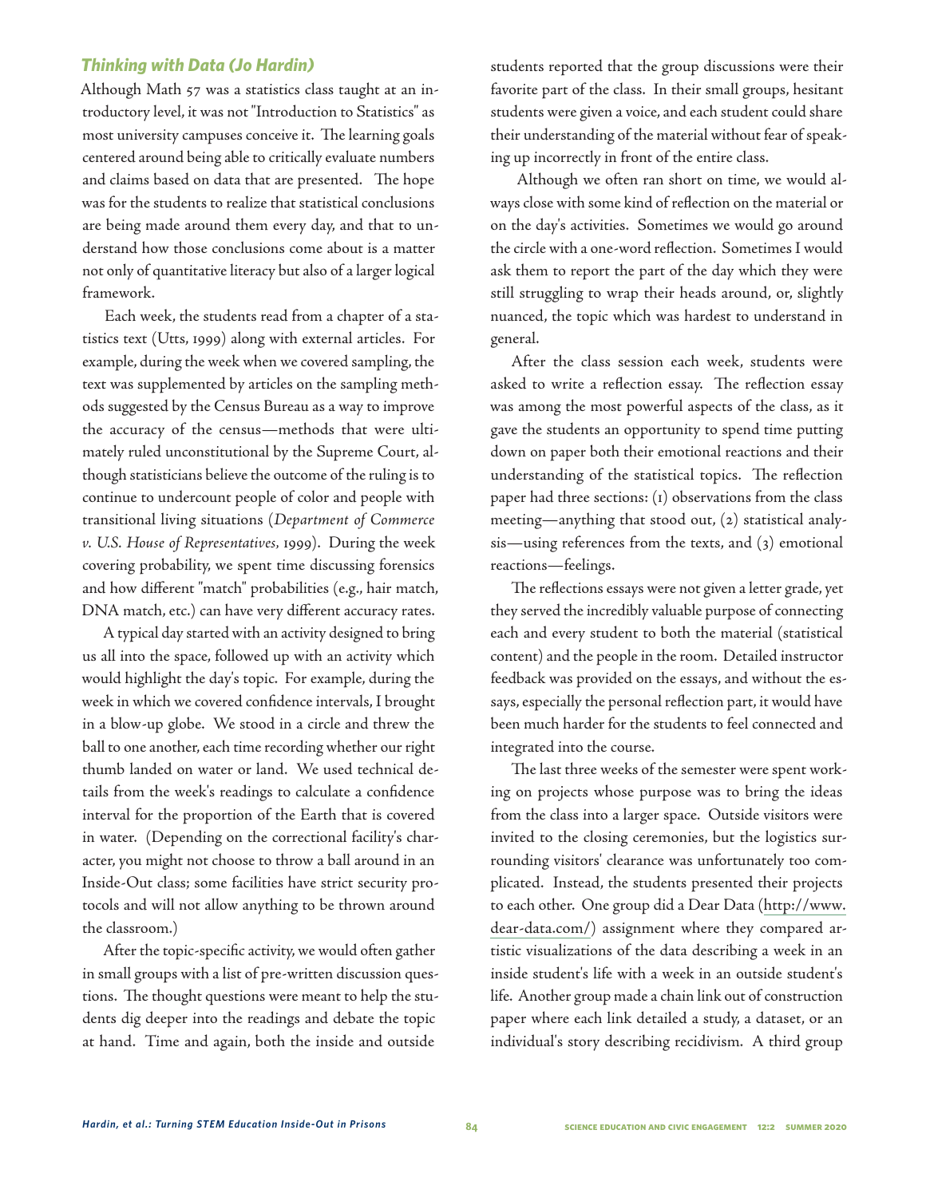### Thinking with Data (Jo Hardin)

Although Math 57 was a statistics class taught at an introductory level, it was not "Introduction to Statistics" as most university campuses conceive it. The learning goals centered around being able to critically evaluate numbers and claims based on data that are presented. The hope was for the students to realize that statistical conclusions are being made around them every day, and that to understand how those conclusions come about is a matter not only of quantitative literacy but also of a larger logical framework.

Each week, the students read from a chapter of a statistics text (Utts, 1999) along with external articles. For example, during the week when we covered sampling, the text was supplemented by articles on the sampling methods suggested by the Census Bureau as a way to improve the accuracy of the census—methods that were ultimately ruled unconstitutional by the Supreme Court, although statisticians believe the outcome of the ruling is to continue to undercount people of color and people with transitional living situations (*Department of Commerce v. U.S. House of Representatives*, 1999). During the week covering probability, we spent time discussing forensics and how different "match" probabilities (e.g., hair match, DNA match, etc.) can have very different accuracy rates.

A typical day started with an activity designed to bring us all into the space, followed up with an activity which would highlight the day's topic. For example, during the week in which we covered confidence intervals, I brought in a blow-up globe. We stood in a circle and threw the ball to one another, each time recording whether our right thumb landed on water or land. We used technical details from the week's readings to calculate a confidence interval for the proportion of the Earth that is covered in water. (Depending on the correctional facility's character, you might not choose to throw a ball around in an Inside-Out class; some facilities have strict security protocols and will not allow anything to be thrown around the classroom.)

After the topic-specific activity, we would often gather in small groups with a list of pre-written discussion questions. The thought questions were meant to help the students dig deeper into the readings and debate the topic at hand. Time and again, both the inside and outside students reported that the group discussions were their favorite part of the class. In their small groups, hesitant students were given a voice, and each student could share their understanding of the material without fear of speaking up incorrectly in front of the entire class.

Although we often ran short on time, we would always close with some kind of reflection on the material or on the day's activities. Sometimes we would go around the circle with a one-word reflection. Sometimes I would ask them to report the part of the day which they were still struggling to wrap their heads around, or, slightly nuanced, the topic which was hardest to understand in general.

After the class session each week, students were asked to write a reflection essay. The reflection essay was among the most powerful aspects of the class, as it gave the students an opportunity to spend time putting down on paper both their emotional reactions and their understanding of the statistical topics. The reflection paper had three sections: (1) observations from the class meeting—anything that stood out, (2) statistical analysis—using references from the texts, and (3) emotional reactions—feelings.

The reflections essays were not given a letter grade, yet they served the incredibly valuable purpose of connecting each and every student to both the material (statistical content) and the people in the room. Detailed instructor feedback was provided on the essays, and without the essays, especially the personal reflection part, it would have been much harder for the students to feel connected and integrated into the course.

The last three weeks of the semester were spent working on projects whose purpose was to bring the ideas from the class into a larger space. Outside visitors were invited to the closing ceremonies, but the logistics surrounding visitors' clearance was unfortunately too complicated. Instead, the students presented their projects to each other. One group did a Dear Data (http://www.dear-data.com/) assignment where they compared artistic visualizations of the data describing a week in an inside student's life with a week in an outside student's life. Another group made a chain link out of construction paper where each link detailed a study, a dataset, or an individual's story describing recidivism. A third group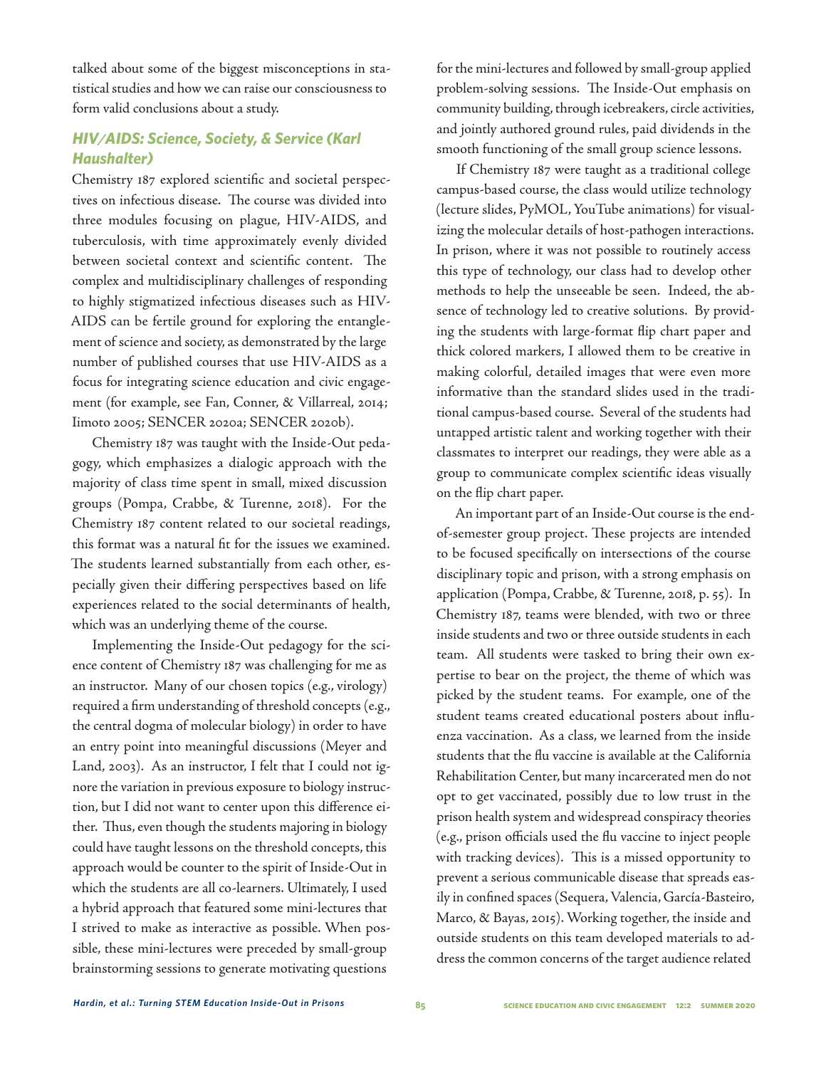talked about some of the biggest misconceptions in statistical studies and how we can raise our consciousness to form valid conclusions about a study.

### *HIV/AIDS: Science, Society, & Service (Karl Haushalter)*

Chemistry 187 explored scientific and societal perspectives on infectious disease. The course was divided into three modules focusing on plague, HIV-AIDS, and tuberculosis, with time approximately evenly divided between societal context and scientific content. The complex and multidisciplinary challenges of responding to highly stigmatized infectious diseases such as HIV-AIDS can be fertile ground for exploring the entanglement of science and society, as demonstrated by the large number of published courses that use HIV-AIDS as a focus for integrating science education and civic engagement (for example, see Fan, Conner, & Villarreal, 2014; Iimoto 2005; SENCER 2020a; SENCER 2020b).

Chemistry 187 was taught with the Inside-Out pedagogy, which emphasizes a dialogic approach with the majority of class time spent in small, mixed discussion groups (Pompa, Crabbe, & Turenne, 2018). For the Chemistry 187 content related to our societal readings, this format was a natural fit for the issues we examined. The students learned substantially from each other, especially given their differing perspectives based on life experiences related to the social determinants of health, which was an underlying theme of the course.

Implementing the Inside-Out pedagogy for the science content of Chemistry 187 was challenging for me as an instructor. Many of our chosen topics (e.g., virology) required a firm understanding of threshold concepts (e.g., the central dogma of molecular biology) in order to have an entry point into meaningful discussions (Meyer and Land, 2003). As an instructor, I felt that I could not ignore the variation in previous exposure to biology instruction, but I did not want to center upon this difference either. Thus, even though the students majoring in biology could have taught lessons on the threshold concepts, this approach would be counter to the spirit of Inside-Out in which the students are all co-learners. Ultimately, I used a hybrid approach that featured some mini-lectures that I strived to make as interactive as possible. When possible, these mini-lectures were preceded by small-group brainstorming sessions to generate motivating questions for the mini-lectures and followed by small-group applied problem-solving sessions. The Inside-Out emphasis on community building, through icebreakers, circle activities, and jointly authored ground rules, paid dividends in the smooth functioning of the small group science lessons.

If Chemistry 187 were taught as a traditional college campus-based course, the class would utilize technology (lecture slides, PyMOL, YouTube animations) for visualizing the molecular details of host-pathogen interactions. In prison, where it was not possible to routinely access this type of technology, our class had to develop other methods to help the unseeable be seen. Indeed, the absence of technology led to creative solutions. By providing the students with large-format flip chart paper and thick colored markers, I allowed them to be creative in making colorful, detailed images that were even more informative than the standard slides used in the traditional campus-based course. Several of the students had untapped artistic talent and working together with their classmates to interpret our readings, they were able as a group to communicate complex scientific ideas visually on the flip chart paper.

An important part of an Inside-Out course is the end-of-semester group project. These projects are intended to be focused specifically on intersections of the course disciplinary topic and prison, with a strong emphasis on application (Pompa, Crabbe, & Turenne, 2018, p. 55). In Chemistry 187, teams were blended, with two or three inside students and two or three outside students in each team. All students were tasked to bring their own expertise to bear on the project, the theme of which was picked by the student teams. For example, one of the student teams created educational posters about influenza vaccination. As a class, we learned from the inside students that the flu vaccine is available at the California Rehabilitation Center, but many incarcerated men do not opt to get vaccinated, possibly due to low trust in the prison health system and widespread conspiracy theories (e.g., prison officials used the flu vaccine to inject people with tracking devices). This is a missed opportunity to prevent a serious communicable disease that spreads easily in confined spaces (Sequera, Valencia, García-Basteiro, Marco, & Bayas, 2015). Working together, the inside and outside students on this team developed materials to address the common concerns of the target audience related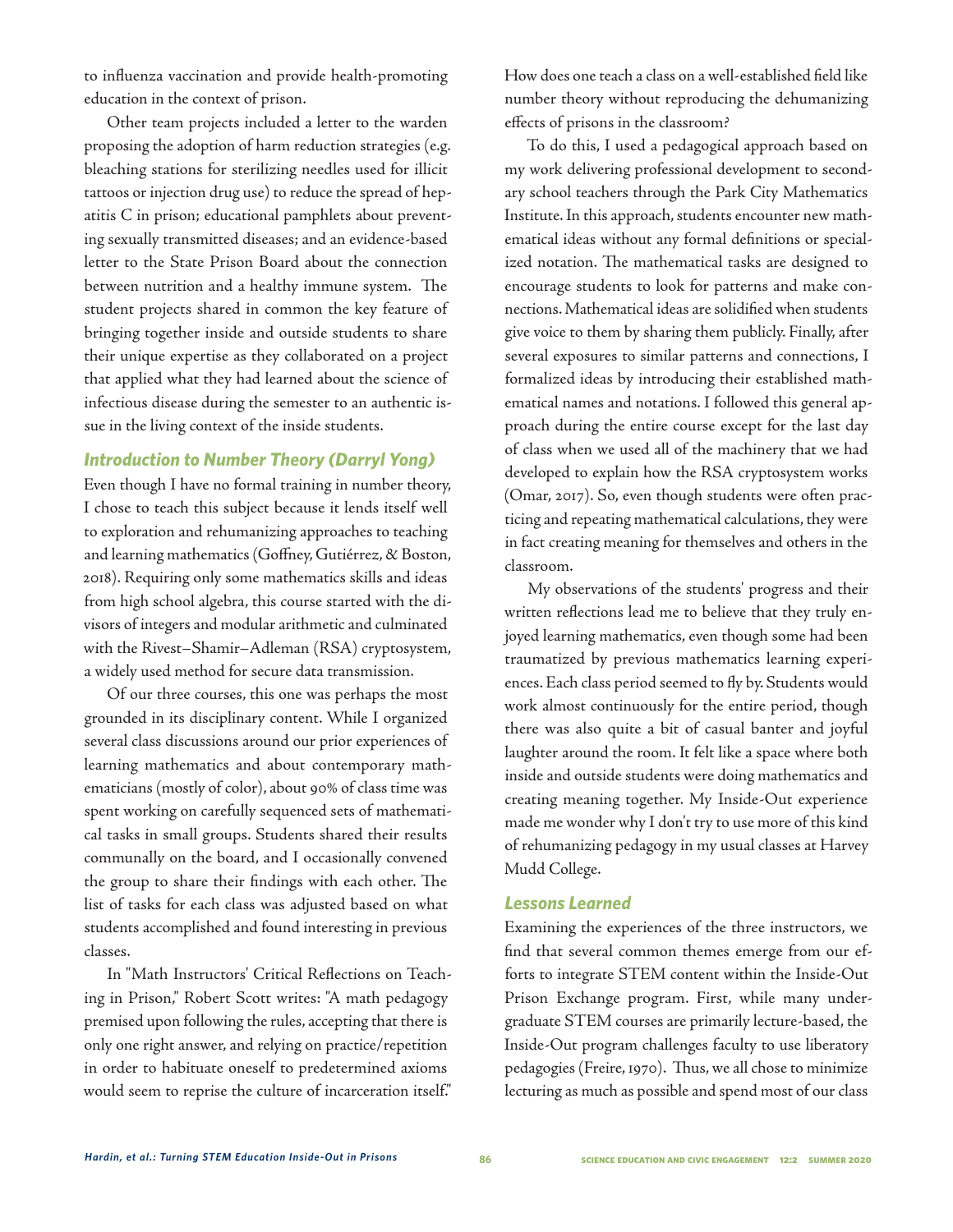to influenza vaccination and provide health-promoting education in the context of prison.

Other team projects included a letter to the warden proposing the adoption of harm reduction strategies (e.g. bleaching stations for sterilizing needles used for illicit tattoos or injection drug use) to reduce the spread of hepatitis C in prison; educational pamphlets about preventing sexually transmitted diseases; and an evidence-based letter to the State Prison Board about the connection between nutrition and a healthy immune system. The student projects shared in common the key feature of bringing together inside and outside students to share their unique expertise as they collaborated on a project that applied what they had learned about the science of infectious disease during the semester to an authentic issue in the living context of the inside students.

### *Introduction to Number Theory (Darryl Yong)*

Even though I have no formal training in number theory, I chose to teach this subject because it lends itself well to exploration and rehumanizing approaches to teaching and learning mathematics (Goffney, Gutiérrez, & Boston, 2018). Requiring only some mathematics skills and ideas from high school algebra, this course started with the divisors of integers and modular arithmetic and culminated with the Rivest–Shamir–Adleman (RSA) cryptosystem, a widely used method for secure data transmission.

Of our three courses, this one was perhaps the most grounded in its disciplinary content. While I organized several class discussions around our prior experiences of learning mathematics and about contemporary mathematicians (mostly of color), about 90% of class time was spent working on carefully sequenced sets of mathematical tasks in small groups. Students shared their results communally on the board, and I occasionally convened the group to share their findings with each other. The list of tasks for each class was adjusted based on what students accomplished and found interesting in previous classes.

In "Math Instructors' Critical Reflections on Teaching in Prison," Robert Scott writes: "A math pedagogy premised upon following the rules, accepting that there is only one right answer, and relying on practice/repetition in order to habituate oneself to predetermined axioms would seem to reprise the culture of incarceration itself." How does one teach a class on a well-established field like number theory without reproducing the dehumanizing effects of prisons in the classroom?

To do this, I used a pedagogical approach based on my work delivering professional development to secondary school teachers through the Park City Mathematics Institute. In this approach, students encounter new mathematical ideas without any formal definitions or specialized notation. The mathematical tasks are designed to encourage students to look for patterns and make connections. Mathematical ideas are solidified when students give voice to them by sharing them publicly. Finally, after several exposures to similar patterns and connections, I formalized ideas by introducing their established mathematical names and notations. I followed this general approach during the entire course except for the last day of class when we used all of the machinery that we had developed to explain how the RSA cryptosystem works (Omar, 2017). So, even though students were often practicing and repeating mathematical calculations, they were in fact creating meaning for themselves and others in the classroom.

My observations of the students' progress and their written reflections lead me to believe that they truly enjoyed learning mathematics, even though some had been traumatized by previous mathematics learning experiences. Each class period seemed to fly by. Students would work almost continuously for the entire period, though there was also quite a bit of casual banter and joyful laughter around the room. It felt like a space where both inside and outside students were doing mathematics and creating meaning together. My Inside-Out experience made me wonder why I don't try to use more of this kind of rehumanizing pedagogy in my usual classes at Harvey Mudd College.

### *Lessons Learned*

Examining the experiences of the three instructors, we find that several common themes emerge from our efforts to integrate STEM content within the Inside-Out Prison Exchange program. First, while many undergraduate STEM courses are primarily lecture-based, the Inside-Out program challenges faculty to use liberatory pedagogies (Freire, 1970). Thus, we all chose to minimize lecturing as much as possible and spend most of our class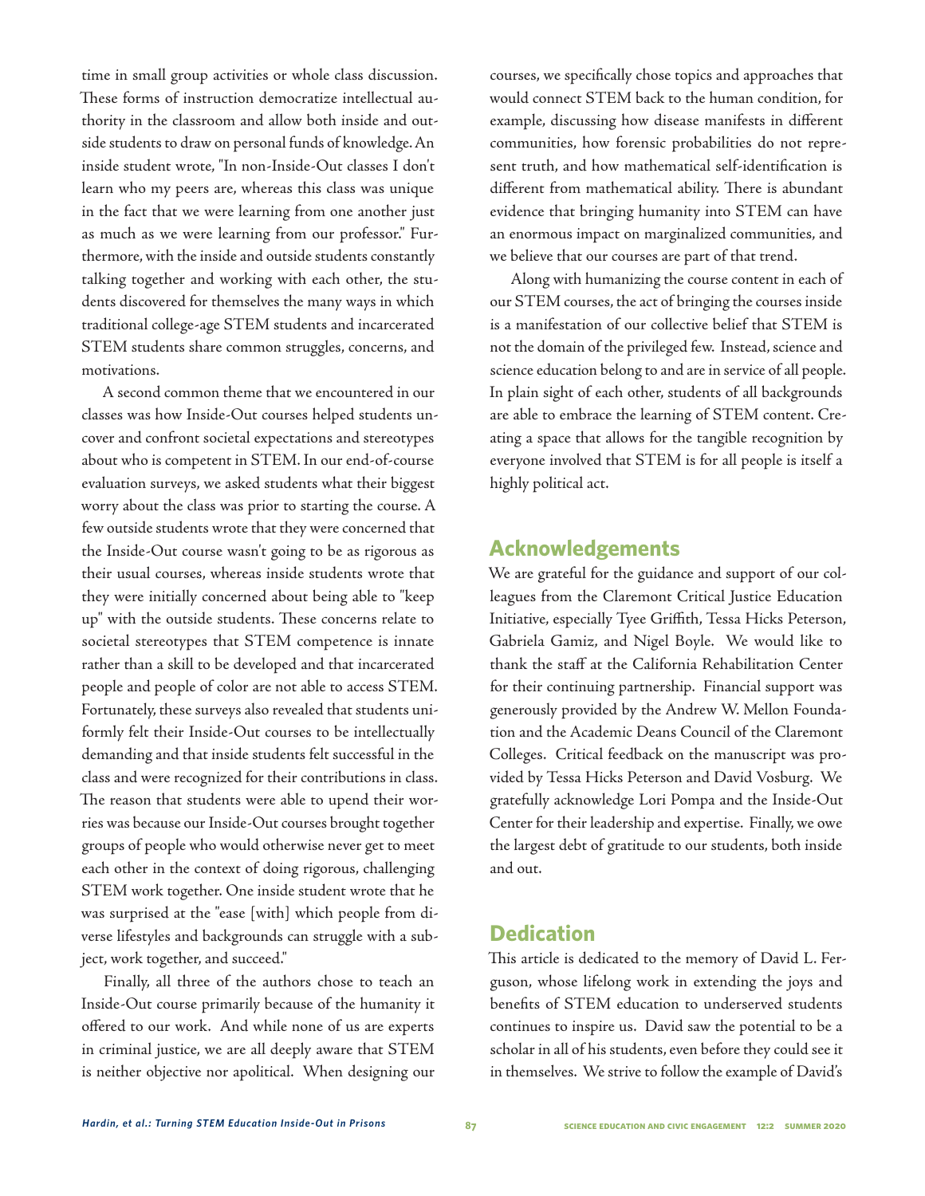time in small group activities or whole class discussion. These forms of instruction democratize intellectual authority in the classroom and allow both inside and outside students to draw on personal funds of knowledge. An inside student wrote, "In non-Inside-Out classes I don't learn who my peers are, whereas this class was unique in the fact that we were learning from one another just as much as we were learning from our professor." Furthermore, with the inside and outside students constantly talking together and working with each other, the students discovered for themselves the many ways in which traditional college-age STEM students and incarcerated STEM students share common struggles, concerns, and motivations.

A second common theme that we encountered in our classes was how Inside-Out courses helped students uncover and confront societal expectations and stereotypes about who is competent in STEM. In our end-of-course evaluation surveys, we asked students what their biggest worry about the class was prior to starting the course. A few outside students wrote that they were concerned that the Inside-Out course wasn't going to be as rigorous as their usual courses, whereas inside students wrote that they were initially concerned about being able to "keep up" with the outside students. These concerns relate to societal stereotypes that STEM competence is innate rather than a skill to be developed and that incarcerated people and people of color are not able to access STEM. Fortunately, these surveys also revealed that students uniformly felt their Inside-Out courses to be intellectually demanding and that inside students felt successful in the class and were recognized for their contributions in class. The reason that students were able to upend their worries was because our Inside-Out courses brought together groups of people who would otherwise never get to meet each other in the context of doing rigorous, challenging STEM work together. One inside student wrote that he was surprised at the "ease [with] which people from diverse lifestyles and backgrounds can struggle with a subject, work together, and succeed."

Finally, all three of the authors chose to teach an Inside-Out course primarily because of the humanity it offered to our work. And while none of us are experts in criminal justice, we are all deeply aware that STEM is neither objective nor apolitical. When designing our courses, we specifically chose topics and approaches that would connect STEM back to the human condition, for example, discussing how disease manifests in different communities, how forensic probabilities do not represent truth, and how mathematical self-identification is different from mathematical ability. There is abundant evidence that bringing humanity into STEM can have an enormous impact on marginalized communities, and we believe that our courses are part of that trend.

Along with humanizing the course content in each of our STEM courses, the act of bringing the courses inside is a manifestation of our collective belief that STEM is not the domain of the privileged few. Instead, science and science education belong to and are in service of all people. In plain sight of each other, students of all backgrounds are able to embrace the learning of STEM content. Creating a space that allows for the tangible recognition by everyone involved that STEM is for all people is itself a highly political act.

## Acknowledgements

We are grateful for the guidance and support of our colleagues from the Claremont Critical Justice Education Initiative, especially Tyee Griffith, Tessa Hicks Peterson, Gabriela Gamiz, and Nigel Boyle. We would like to thank the staff at the California Rehabilitation Center for their continuing partnership. Financial support was generously provided by the Andrew W. Mellon Foundation and the Academic Deans Council of the Claremont Colleges. Critical feedback on the manuscript was provided by Tessa Hicks Peterson and David Vosburg. We gratefully acknowledge Lori Pompa and the Inside-Out Center for their leadership and expertise. Finally, we owe the largest debt of gratitude to our students, both inside and out.

## Dedication

This article is dedicated to the memory of David L. Ferguson, whose lifelong work in extending the joys and benefits of STEM education to underserved students continues to inspire us. David saw the potential to be a scholar in all of his students, even before they could see it in themselves. We strive to follow the example of David's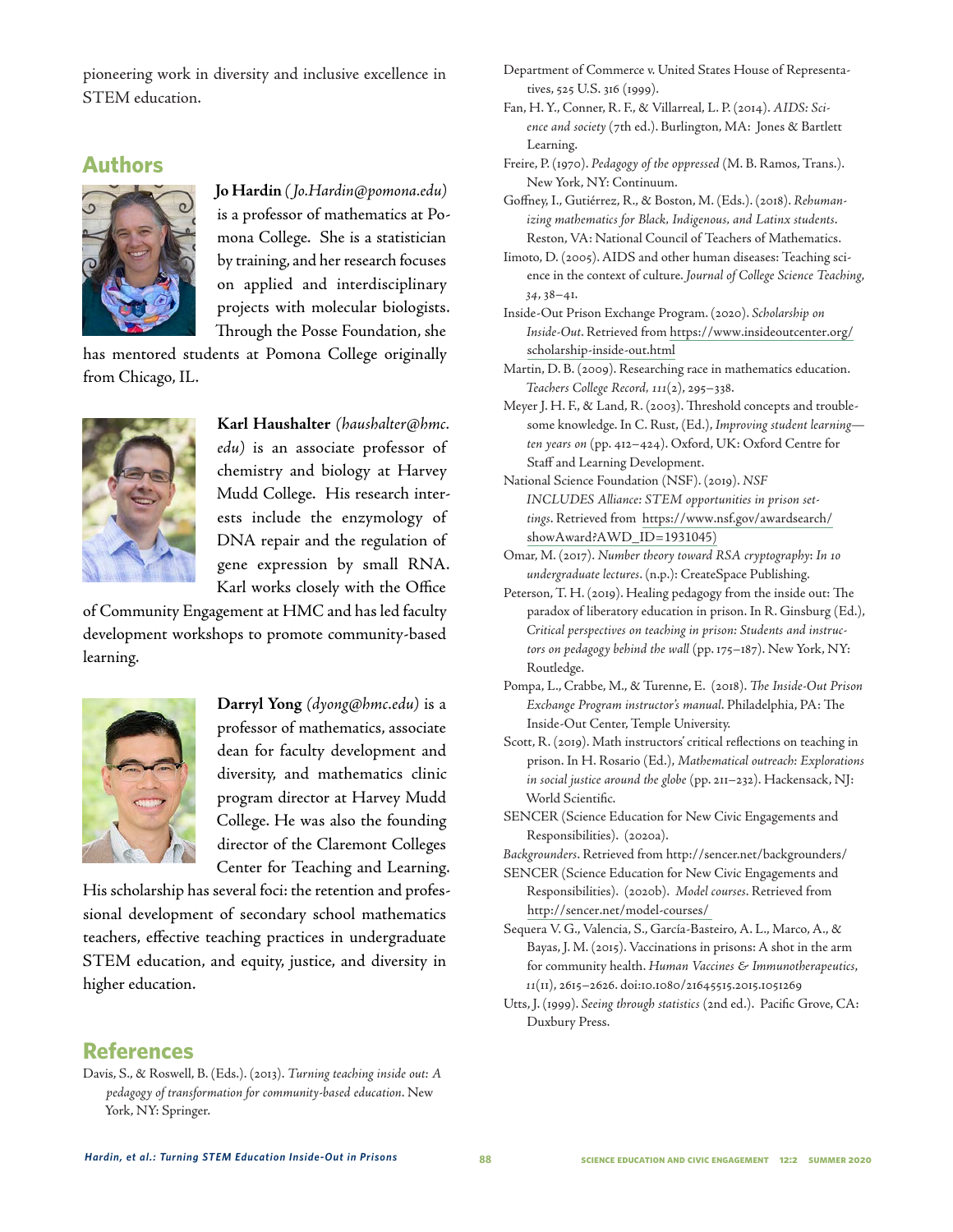pioneering work in diversity and inclusive excellence in STEM education.

## Authors

**Jo Hardin** *(Jo.Hardin@pomona.edu)* is a professor of mathematics at Pomona College. She is a statistician by training, and her research focuses on applied and interdisciplinary projects with molecular biologists. Through the Posse Foundation, she has mentored students at Pomona College originally from Chicago, IL.

**Karl Haushalter** *(haushalter@hmc.edu)* is an associate professor of chemistry and biology at Harvey Mudd College. His research interests include the enzymology of DNA repair and the regulation of gene expression by small RNA. Karl works closely with the Office of Community Engagement at HMC and has led faculty development workshops to promote community-based learning.

**Darryl Yong** *(dyong@hmc.edu)* is a professor of mathematics, associate dean for faculty development and diversity, and mathematics clinic program director at Harvey Mudd College. He was also the founding director of the Claremont Colleges Center for Teaching and Learning. His scholarship has several foci: the retention and professional development of secondary school mathematics teachers, effective teaching practices in undergraduate STEM education, and equity, justice, and diversity in higher education.

## References

Davis, S., & Roswell, B. (Eds.). (2013). *Turning teaching inside out: A pedagogy of transformation for community-based education*. New York, NY: Springer.

Department of Commerce v. United States House of Representatives, 525 U.S. 316 (1999).

Fan, H. Y., Conner, R. F., & Villarreal, L. P. (2014). *AIDS: Science and society* (7th ed.). Burlington, MA: Jones & Bartlett Learning.

Freire, P. (1970). *Pedagogy of the oppressed* (M. B. Ramos, Trans.). New York, NY: Continuum.

Goffney, I., Gutiérrez, R., & Boston, M. (Eds.). (2018). *Rehumanizing mathematics for Black, Indigenous, and Latinx students*. Reston, VA: National Council of Teachers of Mathematics.

Iimoto, D. (2005). AIDS and other human diseases: Teaching science in the context of culture. *Journal of College Science Teaching, 34*, 38–41.

Inside-Out Prison Exchange Program. (2020). *Scholarship on Inside-Out*. Retrieved from https://www.insideoutcenter.org/scholarship-inside-out.html

Martin, D. B. (2009). Researching race in mathematics education. *Teachers College Record, 111*(2), 295–338.

Meyer J. H. F., & Land, R. (2003). Threshold concepts and troublesome knowledge. In C. Rust, (Ed.), *Improving student learning—ten years on* (pp. 412–424). Oxford, UK: Oxford Centre for Staff and Learning Development.

National Science Foundation (NSF). (2019). *NSF INCLUDES Alliance: STEM opportunities in prison settings*. Retrieved from https://www.nsf.gov/awardsearch/showAward?AWD_ID=1931045)

Omar, M. (2017). *Number theory toward RSA cryptography: In 10 undergraduate lectures*. (n.p.): CreateSpace Publishing.

Peterson, T. H. (2019). Healing pedagogy from the inside out: The paradox of liberatory education in prison. In R. Ginsburg (Ed.), *Critical perspectives on teaching in prison: Students and instructors on pedagogy behind the wall* (pp. 175–187). New York, NY: Routledge.

Pompa, L., Crabbe, M., & Turenne, E. (2018). *The Inside-Out Prison Exchange Program instructor's manual*. Philadelphia, PA: The Inside-Out Center, Temple University.

Scott, R. (2019). Math instructors' critical reflections on teaching in prison. In H. Rosario (Ed.), *Mathematical outreach: Explorations in social justice around the globe* (pp. 211–232). Hackensack, NJ: World Scientific.

SENCER (Science Education for New Civic Engagements and Responsibilities). (2020a). *Backgrounders*. Retrieved from http://sencer.net/backgrounders/

SENCER (Science Education for New Civic Engagements and Responsibilities). (2020b). *Model courses*. Retrieved from http://sencer.net/model-courses/

Sequera V. G., Valencia, S., García-Basteiro, A. L., Marco, A., & Bayas, J. M. (2015). Vaccinations in prisons: A shot in the arm for community health. *Human Vaccines & Immunotherapeutics, 11*(11), 2615–2626. doi:10.1080/21645515.2015.1051269

Utts, J. (1999). *Seeing through statistics* (2nd ed.). Pacific Grove, CA: Duxbury Press.